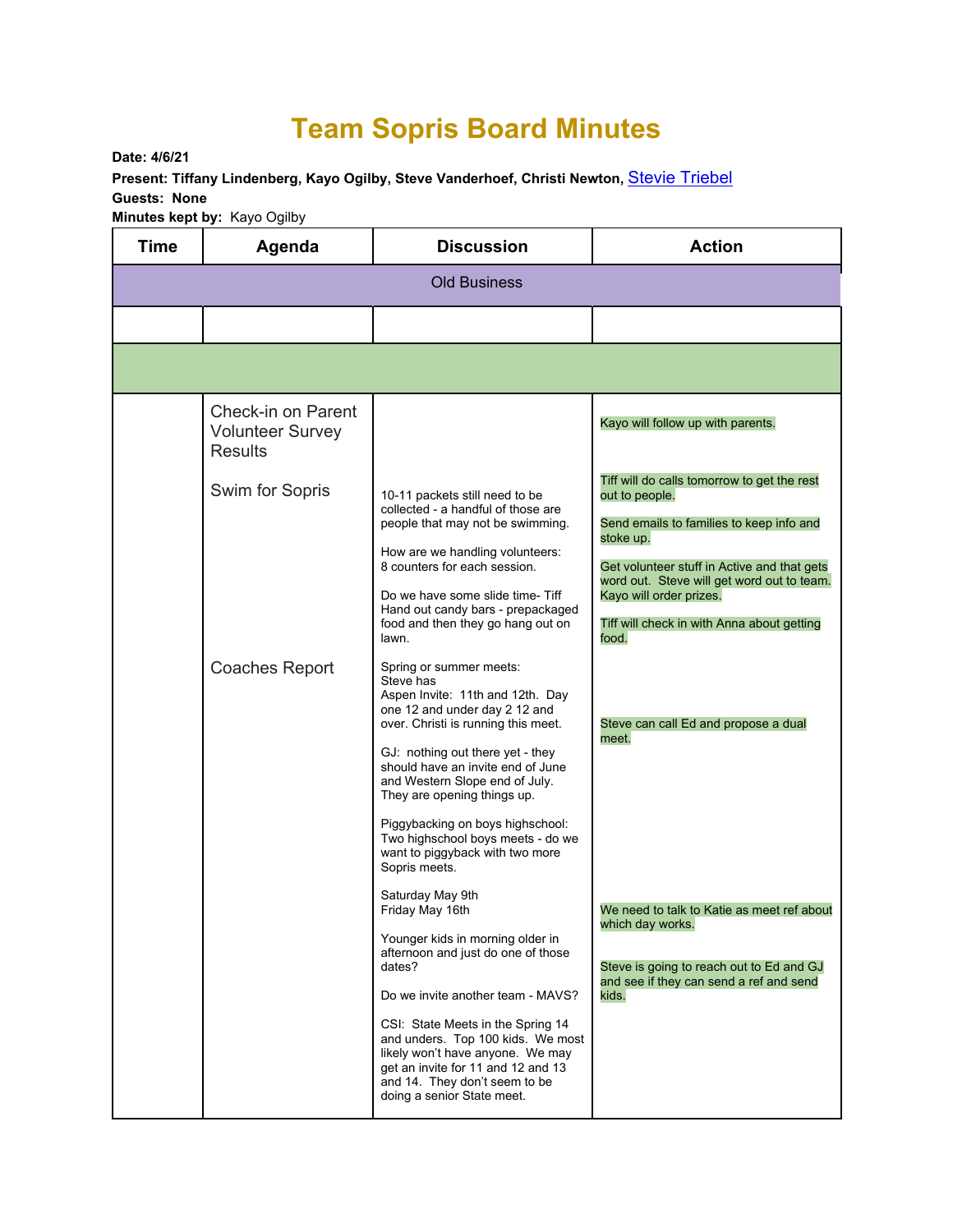# Team Sopris Board Minutes

**Date: 4/6/21**

**Present: Tiffany Lindenberg, Kayo Ogilby, Steve Vanderhoef, Christi Newton,** Stevie Triebel

**Guests: None**

**Minutes kept by:** Kayo Ogilby

| Time | Agenda | Discussion | Action |
|---|---|---|---|
| Old Business | | | |
| | | | |
| | | | |
| | Check-in on Parent Volunteer Survey Results | | Kayo will follow up with parents. |
| | Swim for Sopris | 10-11 packets still need to be collected - a handful of those are people that may not be swimming.<br><br>How are we handling volunteers: 8 counters for each session.<br><br>Do we have some slide time- Tiff Hand out candy bars - prepackaged food and then they go hang out on lawn. | Tiff will do calls tomorrow to get the rest out to people.<br><br>Send emails to families to keep info and stoke up.<br><br>Get volunteer stuff in Active and that gets word out. Steve will get word out to team. Kayo will order prizes.<br><br>Tiff will check in with Anna about getting food. |
| | Coaches Report | Spring or summer meets:<br>Steve has<br>Aspen Invite: 11th and 12th. Day one 12 and under day 2 12 and over. Christi is running this meet.<br><br>GJ: nothing out there yet - they should have an invite end of June and Western Slope end of July. They are opening things up.<br><br>Piggybacking on boys highschool: Two highschool boys meets - do we want to piggyback with two more Sopris meets.<br><br>Saturday May 9th<br>Friday May 16th<br><br>Younger kids in morning older in afternoon and just do one of those dates?<br><br>Do we invite another team - MAVS?<br><br>CSI: State Meets in the Spring 14 and unders. Top 100 kids. We most likely won't have anyone. We may get an invite for 11 and 12 and 13 and 14. They don't seem to be doing a senior State meet. | Steve can call Ed and propose a dual meet.<br><br>We need to talk to Katie as meet ref about which day works.<br><br>Steve is going to reach out to Ed and GJ and see if they can send a ref and send kids. |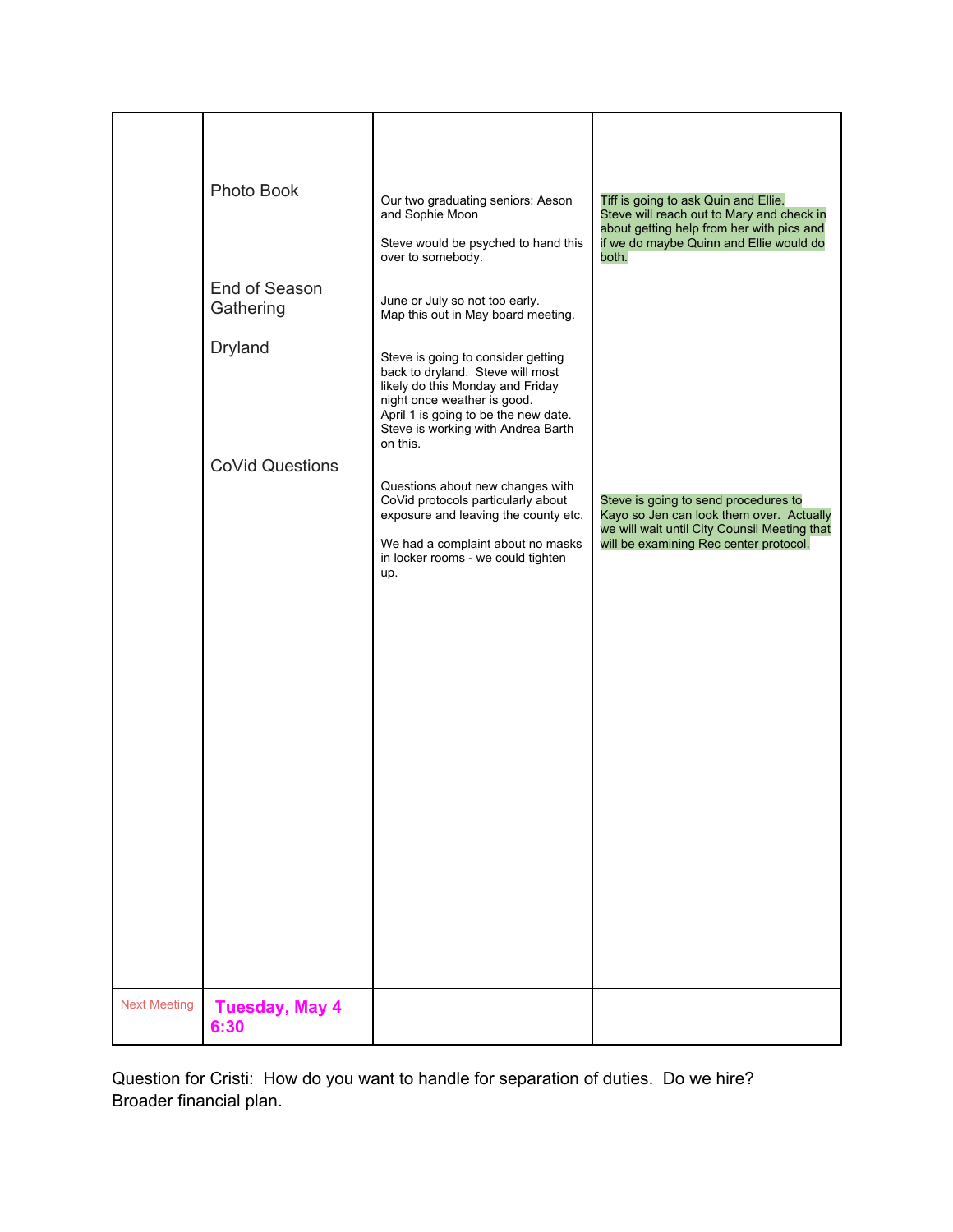|  |  |  |  |
|---|---|---|---|
|  | Photo Book | Our two graduating seniors: Aeson and Sophie Moon<br><br>Steve would be psyched to hand this over to somebody. | Tiff is going to ask Quin and Ellie.<br>Steve will reach out to Mary and check in about getting help from her with pics and if we do maybe Quinn and Ellie would do both. |
|  | End of Season Gathering | June or July so not too early.<br>Map this out in May board meeting. |  |
|  | Dryland | Steve is going to consider getting back to dryland. Steve will most likely do this Monday and Friday night once weather is good.<br>April 1 is going to be the new date. Steve is working with Andrea Barth on this. |  |
|  | CoVid Questions | Questions about new changes with CoVid protocols particularly about exposure and leaving the county etc.<br><br>We had a complaint about no masks in locker rooms - we could tighten up. | Steve is going to send procedures to Kayo so Jen can look them over. Actually we will wait until City Counsil Meeting that will be examining Rec center protocol. |
| Next Meeting | **Tuesday, May 4 6:30** |  |  |

Question for Cristi: How do you want to handle for separation of duties. Do we hire? Broader financial plan.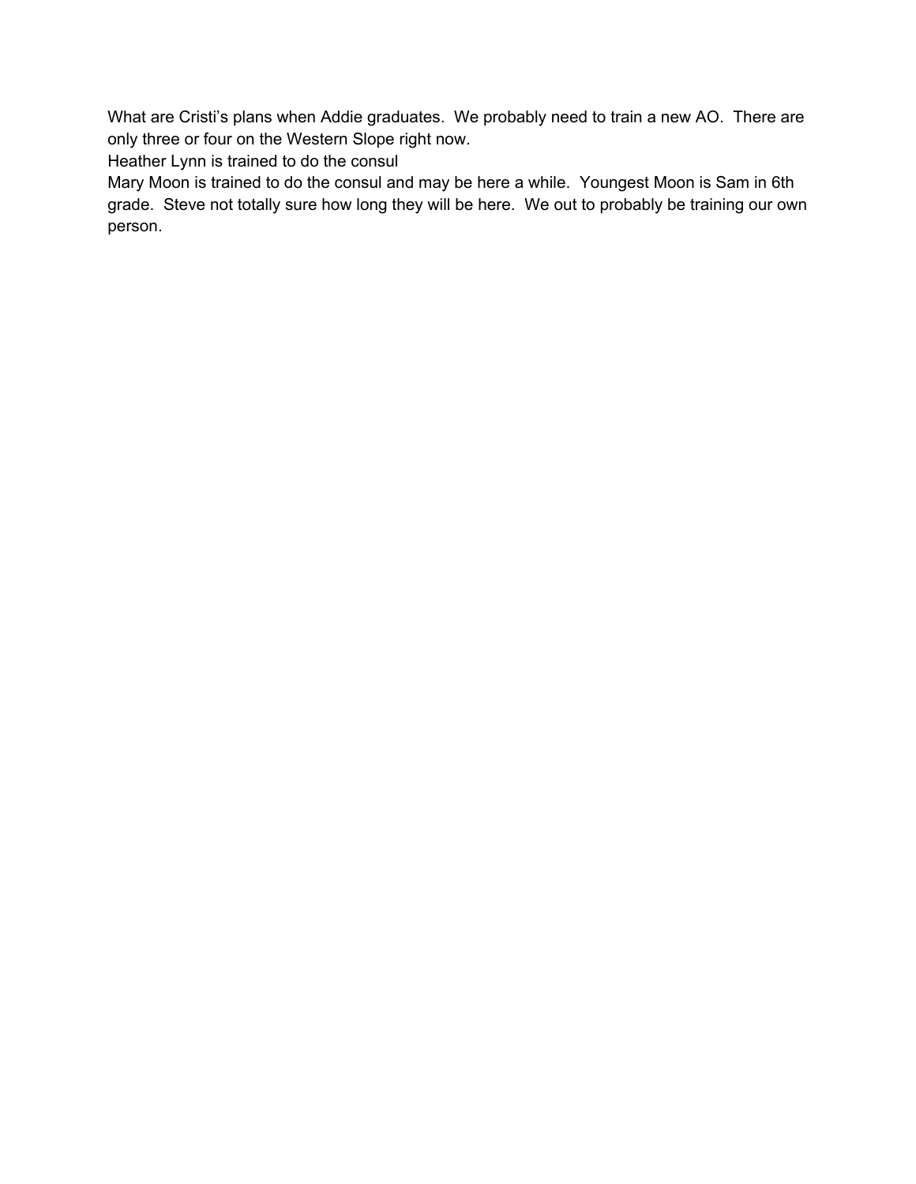What are Cristi's plans when Addie graduates. We probably need to train a new AO. There are only three or four on the Western Slope right now.

Heather Lynn is trained to do the consul

Mary Moon is trained to do the consul and may be here a while. Youngest Moon is Sam in 6th grade. Steve not totally sure how long they will be here. We out to probably be training our own person.